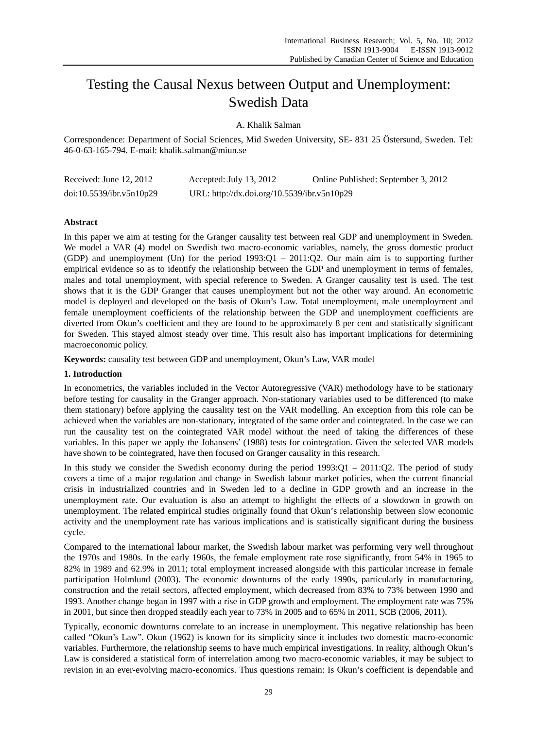# Testing the Causal Nexus between Output and Unemployment: Swedish Data

A. Khalik Salman

Correspondence: Department of Social Sciences, Mid Sweden University, SE- 831 25 Östersund, Sweden. Tel: 46-0-63-165-794. E-mail: khalik.salman@miun.se

| Received: June 12, 2012 | Accepted: July 13, 2012 | Online Published: September 3, 2012 |
|---|---|---|
| doi:10.5539/ibr.v5n10p29 | URL: http://dx.doi.org/10.5539/ibr.v5n10p29 | |

**Abstract**

In this paper we aim at testing for the Granger causality test between real GDP and unemployment in Sweden. We model a VAR (4) model on Swedish two macro-economic variables, namely, the gross domestic product (GDP) and unemployment (Un) for the period 1993:Q1 – 2011:Q2. Our main aim is to supporting further empirical evidence so as to identify the relationship between the GDP and unemployment in terms of females, males and total unemployment, with special reference to Sweden. A Granger causality test is used. The test shows that it is the GDP Granger that causes unemployment but not the other way around. An econometric model is deployed and developed on the basis of Okun's Law. Total unemployment, male unemployment and female unemployment coefficients of the relationship between the GDP and unemployment coefficients are diverted from Okun's coefficient and they are found to be approximately 8 per cent and statistically significant for Sweden. This stayed almost steady over time. This result also has important implications for determining macroeconomic policy.

**Keywords:** causality test between GDP and unemployment, Okun's Law, VAR model

## 1. Introduction

In econometrics, the variables included in the Vector Autoregressive (VAR) methodology have to be stationary before testing for causality in the Granger approach. Non-stationary variables used to be differenced (to make them stationary) before applying the causality test on the VAR modelling. An exception from this role can be achieved when the variables are non-stationary, integrated of the same order and cointegrated. In the case we can run the causality test on the cointegrated VAR model without the need of taking the differences of these variables. In this paper we apply the Johansens' (1988) tests for cointegration. Given the selected VAR models have shown to be cointegrated, have then focused on Granger causality in this research.

In this study we consider the Swedish economy during the period 1993:Q1 – 2011:Q2. The period of study covers a time of a major regulation and change in Swedish labour market policies, when the current financial crisis in industrialized countries and in Sweden led to a decline in GDP growth and an increase in the unemployment rate. Our evaluation is also an attempt to highlight the effects of a slowdown in growth on unemployment. The related empirical studies originally found that Okun's relationship between slow economic activity and the unemployment rate has various implications and is statistically significant during the business cycle.

Compared to the international labour market, the Swedish labour market was performing very well throughout the 1970s and 1980s. In the early 1960s, the female employment rate rose significantly, from 54% in 1965 to 82% in 1989 and 62.9% in 2011; total employment increased alongside with this particular increase in female participation Holmlund (2003). The economic downturns of the early 1990s, particularly in manufacturing, construction and the retail sectors, affected employment, which decreased from 83% to 73% between 1990 and 1993. Another change began in 1997 with a rise in GDP growth and employment. The employment rate was 75% in 2001, but since then dropped steadily each year to 73% in 2005 and to 65% in 2011, SCB (2006, 2011).

Typically, economic downturns correlate to an increase in unemployment. This negative relationship has been called "Okun's Law". Okun (1962) is known for its simplicity since it includes two domestic macro-economic variables. Furthermore, the relationship seems to have much empirical investigations. In reality, although Okun's Law is considered a statistical form of interrelation among two macro-economic variables, it may be subject to revision in an ever-evolving macro-economics. Thus questions remain: Is Okun's coefficient is dependable and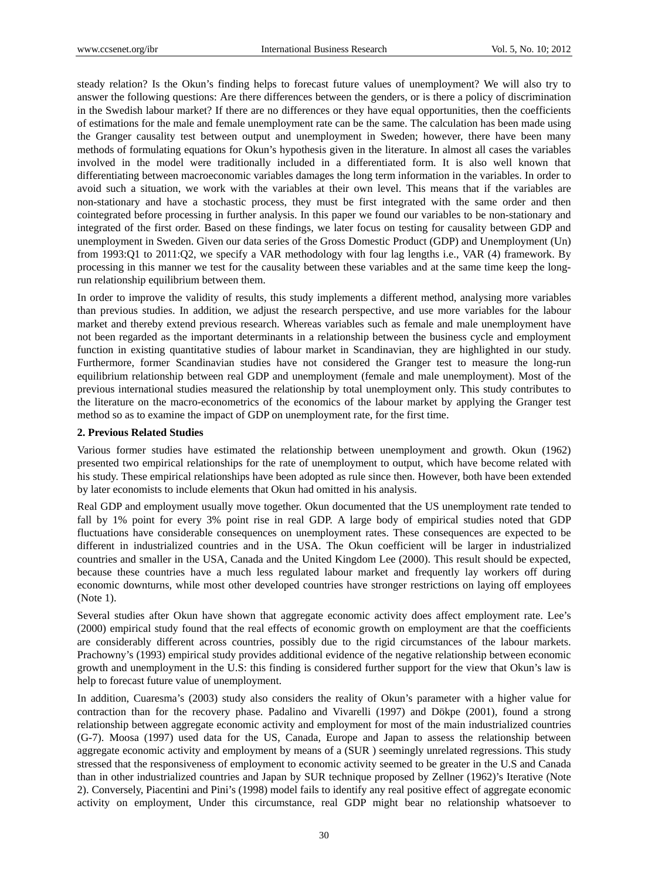steady relation? Is the Okun's finding helps to forecast future values of unemployment? We will also try to answer the following questions: Are there differences between the genders, or is there a policy of discrimination in the Swedish labour market? If there are no differences or they have equal opportunities, then the coefficients of estimations for the male and female unemployment rate can be the same. The calculation has been made using the Granger causality test between output and unemployment in Sweden; however, there have been many methods of formulating equations for Okun's hypothesis given in the literature. In almost all cases the variables involved in the model were traditionally included in a differentiated form. It is also well known that differentiating between macroeconomic variables damages the long term information in the variables. In order to avoid such a situation, we work with the variables at their own level. This means that if the variables are non-stationary and have a stochastic process, they must be first integrated with the same order and then cointegrated before processing in further analysis. In this paper we found our variables to be non-stationary and integrated of the first order. Based on these findings, we later focus on testing for causality between GDP and unemployment in Sweden. Given our data series of the Gross Domestic Product (GDP) and Unemployment (Un) from 1993:Q1 to 2011:Q2, we specify a VAR methodology with four lag lengths i.e., VAR (4) framework. By processing in this manner we test for the causality between these variables and at the same time keep the long-run relationship equilibrium between them.

In order to improve the validity of results, this study implements a different method, analysing more variables than previous studies. In addition, we adjust the research perspective, and use more variables for the labour market and thereby extend previous research. Whereas variables such as female and male unemployment have not been regarded as the important determinants in a relationship between the business cycle and employment function in existing quantitative studies of labour market in Scandinavian, they are highlighted in our study. Furthermore, former Scandinavian studies have not considered the Granger test to measure the long-run equilibrium relationship between real GDP and unemployment (female and male unemployment). Most of the previous international studies measured the relationship by total unemployment only. This study contributes to the literature on the macro-econometrics of the economics of the labour market by applying the Granger test method so as to examine the impact of GDP on unemployment rate, for the first time.

## 2. Previous Related Studies

Various former studies have estimated the relationship between unemployment and growth. Okun (1962) presented two empirical relationships for the rate of unemployment to output, which have become related with his study. These empirical relationships have been adopted as rule since then. However, both have been extended by later economists to include elements that Okun had omitted in his analysis.

Real GDP and employment usually move together. Okun documented that the US unemployment rate tended to fall by 1% point for every 3% point rise in real GDP. A large body of empirical studies noted that GDP fluctuations have considerable consequences on unemployment rates. These consequences are expected to be different in industrialized countries and in the USA. The Okun coefficient will be larger in industrialized countries and smaller in the USA, Canada and the United Kingdom Lee (2000). This result should be expected, because these countries have a much less regulated labour market and frequently lay workers off during economic downturns, while most other developed countries have stronger restrictions on laying off employees (Note 1).

Several studies after Okun have shown that aggregate economic activity does affect employment rate. Lee's (2000) empirical study found that the real effects of economic growth on employment are that the coefficients are considerably different across countries, possibly due to the rigid circumstances of the labour markets. Prachowny's (1993) empirical study provides additional evidence of the negative relationship between economic growth and unemployment in the U.S: this finding is considered further support for the view that Okun's law is help to forecast future value of unemployment.

In addition, Cuaresma's (2003) study also considers the reality of Okun's parameter with a higher value for contraction than for the recovery phase. Padalino and Vivarelli (1997) and Dökpe (2001), found a strong relationship between aggregate economic activity and employment for most of the main industrialized countries (G-7). Moosa (1997) used data for the US, Canada, Europe and Japan to assess the relationship between aggregate economic activity and employment by means of a (SUR ) seemingly unrelated regressions. This study stressed that the responsiveness of employment to economic activity seemed to be greater in the U.S and Canada than in other industrialized countries and Japan by SUR technique proposed by Zellner (1962)'s Iterative (Note 2). Conversely, Piacentini and Pini's (1998) model fails to identify any real positive effect of aggregate economic activity on employment, Under this circumstance, real GDP might bear no relationship whatsoever to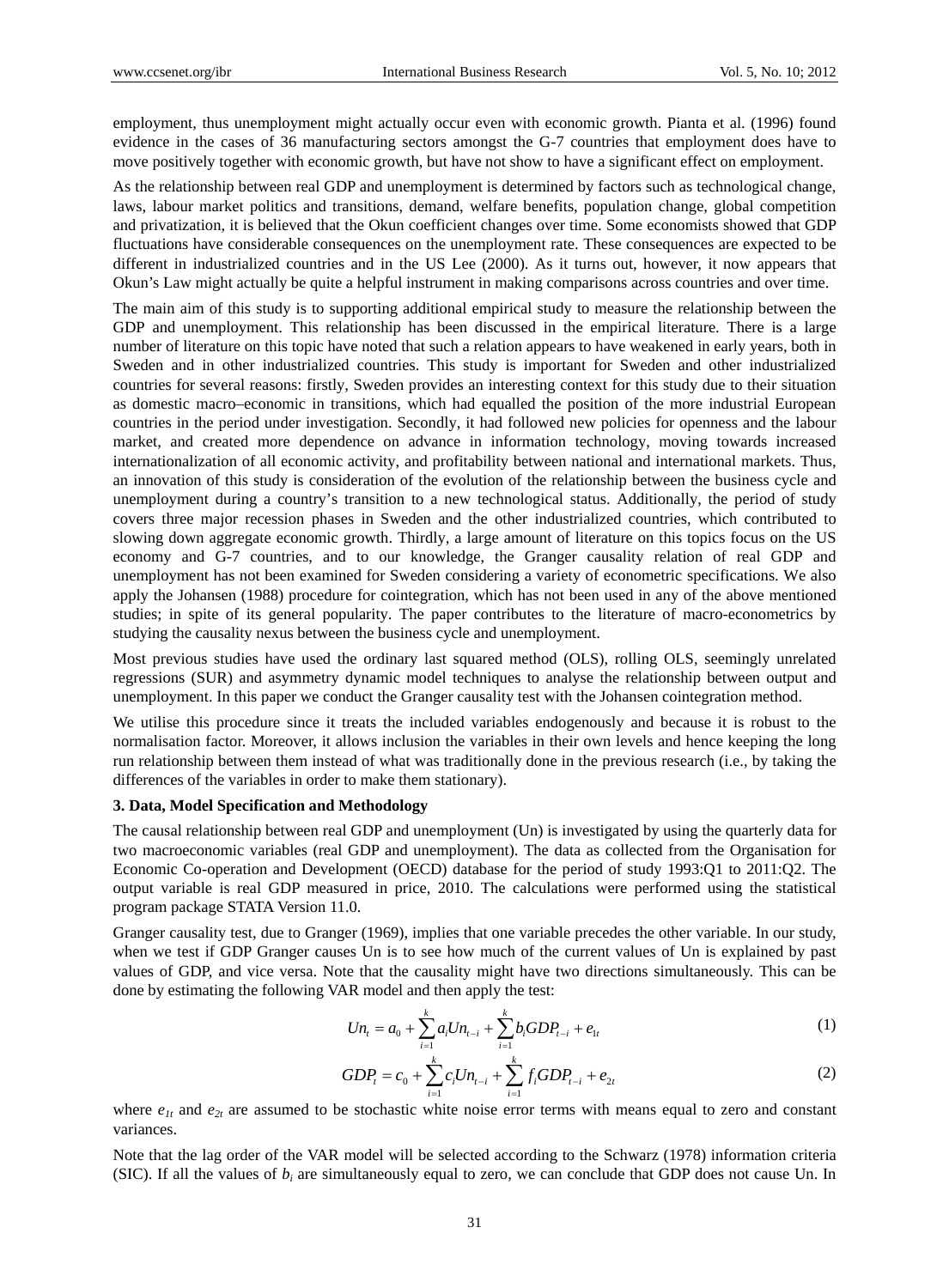employment, thus unemployment might actually occur even with economic growth. Pianta et al. (1996) found evidence in the cases of 36 manufacturing sectors amongst the G-7 countries that employment does have to move positively together with economic growth, but have not show to have a significant effect on employment.

As the relationship between real GDP and unemployment is determined by factors such as technological change, laws, labour market politics and transitions, demand, welfare benefits, population change, global competition and privatization, it is believed that the Okun coefficient changes over time. Some economists showed that GDP fluctuations have considerable consequences on the unemployment rate. These consequences are expected to be different in industrialized countries and in the US Lee (2000). As it turns out, however, it now appears that Okun's Law might actually be quite a helpful instrument in making comparisons across countries and over time.

The main aim of this study is to supporting additional empirical study to measure the relationship between the GDP and unemployment. This relationship has been discussed in the empirical literature. There is a large number of literature on this topic have noted that such a relation appears to have weakened in early years, both in Sweden and in other industrialized countries. This study is important for Sweden and other industrialized countries for several reasons: firstly, Sweden provides an interesting context for this study due to their situation as domestic macro–economic in transitions, which had equalled the position of the more industrial European countries in the period under investigation. Secondly, it had followed new policies for openness and the labour market, and created more dependence on advance in information technology, moving towards increased internationalization of all economic activity, and profitability between national and international markets. Thus, an innovation of this study is consideration of the evolution of the relationship between the business cycle and unemployment during a country's transition to a new technological status. Additionally, the period of study covers three major recession phases in Sweden and the other industrialized countries, which contributed to slowing down aggregate economic growth. Thirdly, a large amount of literature on this topics focus on the US economy and G-7 countries, and to our knowledge, the Granger causality relation of real GDP and unemployment has not been examined for Sweden considering a variety of econometric specifications. We also apply the Johansen (1988) procedure for cointegration, which has not been used in any of the above mentioned studies; in spite of its general popularity. The paper contributes to the literature of macro-econometrics by studying the causality nexus between the business cycle and unemployment.

Most previous studies have used the ordinary last squared method (OLS), rolling OLS, seemingly unrelated regressions (SUR) and asymmetry dynamic model techniques to analyse the relationship between output and unemployment. In this paper we conduct the Granger causality test with the Johansen cointegration method.

We utilise this procedure since it treats the included variables endogenously and because it is robust to the normalisation factor. Moreover, it allows inclusion the variables in their own levels and hence keeping the long run relationship between them instead of what was traditionally done in the previous research (i.e., by taking the differences of the variables in order to make them stationary).

### 3. Data, Model Specification and Methodology

The causal relationship between real GDP and unemployment (Un) is investigated by using the quarterly data for two macroeconomic variables (real GDP and unemployment). The data as collected from the Organisation for Economic Co-operation and Development (OECD) database for the period of study 1993:Q1 to 2011:Q2. The output variable is real GDP measured in price, 2010. The calculations were performed using the statistical program package STATA Version 11.0.

Granger causality test, due to Granger (1969), implies that one variable precedes the other variable. In our study, when we test if GDP Granger causes Un is to see how much of the current values of Un is explained by past values of GDP, and vice versa. Note that the causality might have two directions simultaneously. This can be done by estimating the following VAR model and then apply the test:

$$Un_t = a_0 + \sum_{i=1}^{k} a_i Un_{t-i} + \sum_{i=1}^{k} b_i GDP_{t-i} + e_{1t} \tag{1}$$

$$GDP_t = c_0 + \sum_{i=1}^{k} c_i Un_{t-i} + \sum_{i=1}^{k} f_i GDP_{t-i} + e_{2t} \tag{2}$$

where $e_{1t}$ and $e_{2t}$ are assumed to be stochastic white noise error terms with means equal to zero and constant variances.

Note that the lag order of the VAR model will be selected according to the Schwarz (1978) information criteria (SIC). If all the values of $b_i$ are simultaneously equal to zero, we can conclude that GDP does not cause Un. In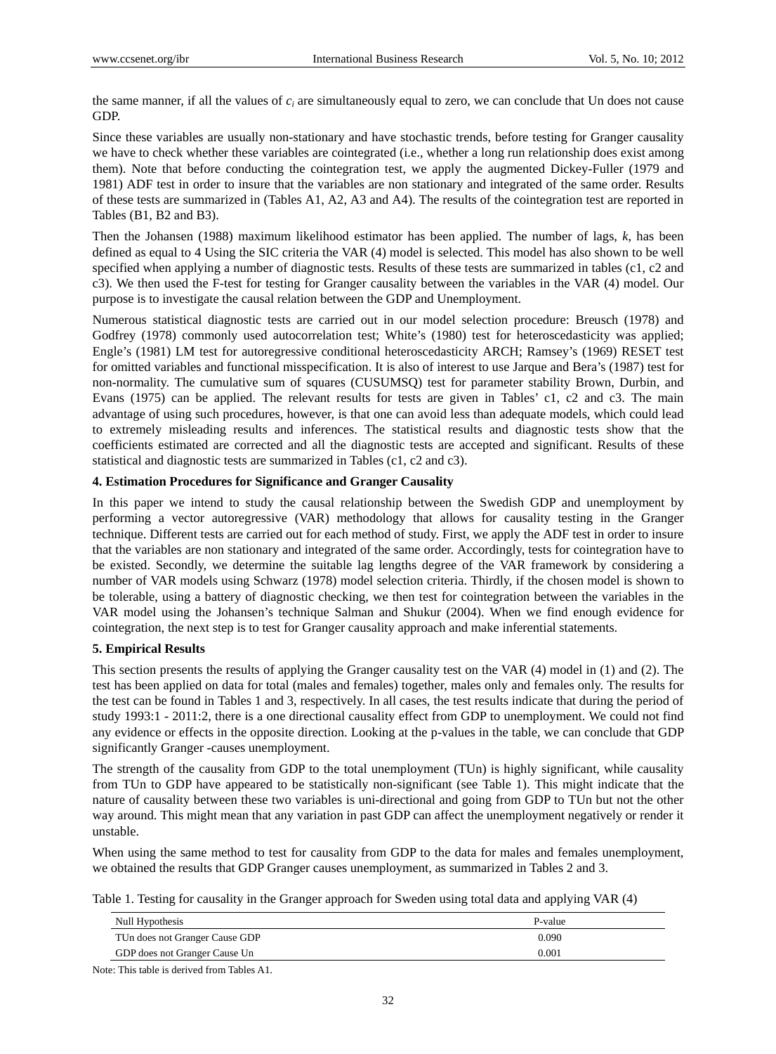the same manner, if all the values of $c_i$ are simultaneously equal to zero, we can conclude that Un does not cause GDP.

Since these variables are usually non-stationary and have stochastic trends, before testing for Granger causality we have to check whether these variables are cointegrated (i.e., whether a long run relationship does exist among them). Note that before conducting the cointegration test, we apply the augmented Dickey-Fuller (1979 and 1981) ADF test in order to insure that the variables are non stationary and integrated of the same order. Results of these tests are summarized in (Tables A1, A2, A3 and A4). The results of the cointegration test are reported in Tables (B1, B2 and B3).

Then the Johansen (1988) maximum likelihood estimator has been applied. The number of lags, *k*, has been defined as equal to 4 Using the SIC criteria the VAR (4) model is selected. This model has also shown to be well specified when applying a number of diagnostic tests. Results of these tests are summarized in tables (c1, c2 and c3). We then used the F-test for testing for Granger causality between the variables in the VAR (4) model. Our purpose is to investigate the causal relation between the GDP and Unemployment.

Numerous statistical diagnostic tests are carried out in our model selection procedure: Breusch (1978) and Godfrey (1978) commonly used autocorrelation test; White's (1980) test for heteroscedasticity was applied; Engle's (1981) LM test for autoregressive conditional heteroscedasticity ARCH; Ramsey's (1969) RESET test for omitted variables and functional misspecification. It is also of interest to use Jarque and Bera's (1987) test for non-normality. The cumulative sum of squares (CUSUMSQ) test for parameter stability Brown, Durbin, and Evans (1975) can be applied. The relevant results for tests are given in Tables' c1, c2 and c3. The main advantage of using such procedures, however, is that one can avoid less than adequate models, which could lead to extremely misleading results and inferences. The statistical results and diagnostic tests show that the coefficients estimated are corrected and all the diagnostic tests are accepted and significant. Results of these statistical and diagnostic tests are summarized in Tables (c1, c2 and c3).

## 4. Estimation Procedures for Significance and Granger Causality

In this paper we intend to study the causal relationship between the Swedish GDP and unemployment by performing a vector autoregressive (VAR) methodology that allows for causality testing in the Granger technique. Different tests are carried out for each method of study. First, we apply the ADF test in order to insure that the variables are non stationary and integrated of the same order. Accordingly, tests for cointegration have to be existed. Secondly, we determine the suitable lag lengths degree of the VAR framework by considering a number of VAR models using Schwarz (1978) model selection criteria. Thirdly, if the chosen model is shown to be tolerable, using a battery of diagnostic checking, we then test for cointegration between the variables in the VAR model using the Johansen's technique Salman and Shukur (2004). When we find enough evidence for cointegration, the next step is to test for Granger causality approach and make inferential statements.

## 5. Empirical Results

This section presents the results of applying the Granger causality test on the VAR (4) model in (1) and (2). The test has been applied on data for total (males and females) together, males only and females only. The results for the test can be found in Tables 1 and 3, respectively. In all cases, the test results indicate that during the period of study 1993:1 - 2011:2, there is a one directional causality effect from GDP to unemployment. We could not find any evidence or effects in the opposite direction. Looking at the p-values in the table, we can conclude that GDP significantly Granger -causes unemployment.

The strength of the causality from GDP to the total unemployment (TUn) is highly significant, while causality from TUn to GDP have appeared to be statistically non-significant (see Table 1). This might indicate that the nature of causality between these two variables is uni-directional and going from GDP to TUn but not the other way around. This might mean that any variation in past GDP can affect the unemployment negatively or render it unstable.

When using the same method to test for causality from GDP to the data for males and females unemployment, we obtained the results that GDP Granger causes unemployment, as summarized in Tables 2 and 3.

Table 1. Testing for causality in the Granger approach for Sweden using total data and applying VAR (4)

| Null Hypothesis | P-value |
|---|---|
| TUn does not Granger Cause GDP | 0.090 |
| GDP does not Granger Cause Un | 0.001 |

Note: This table is derived from Tables A1.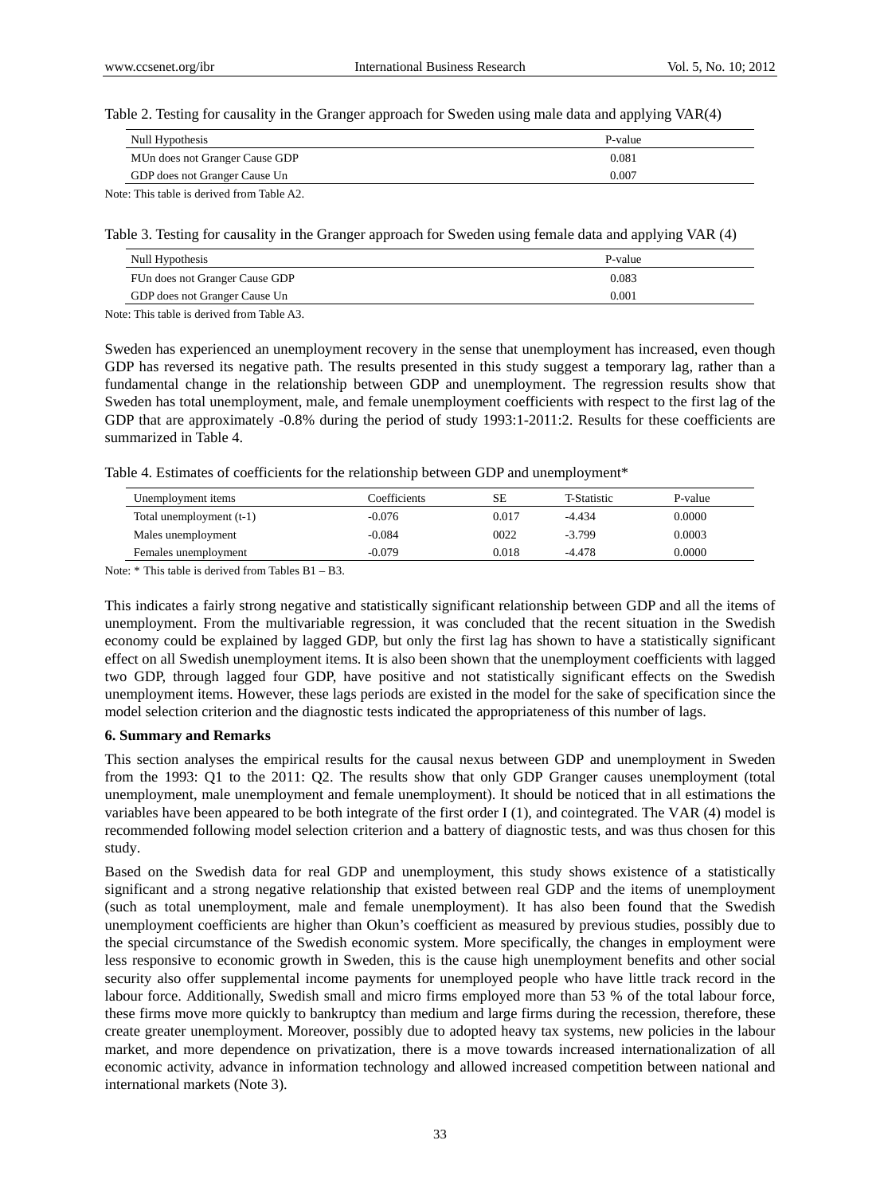Table 2. Testing for causality in the Granger approach for Sweden using male data and applying VAR(4)

| Null Hypothesis | P-value |
| --- | --- |
| MUn does not Granger Cause GDP | 0.081 |
| GDP does not Granger Cause Un | 0.007 |

Note: This table is derived from Table A2.

Table 3. Testing for causality in the Granger approach for Sweden using female data and applying VAR (4)

| Null Hypothesis | P-value |
| --- | --- |
| FUn does not Granger Cause GDP | 0.083 |
| GDP does not Granger Cause Un | 0.001 |

Note: This table is derived from Table A3.

Sweden has experienced an unemployment recovery in the sense that unemployment has increased, even though GDP has reversed its negative path. The results presented in this study suggest a temporary lag, rather than a fundamental change in the relationship between GDP and unemployment. The regression results show that Sweden has total unemployment, male, and female unemployment coefficients with respect to the first lag of the GDP that are approximately -0.8% during the period of study 1993:1-2011:2. Results for these coefficients are summarized in Table 4.

Table 4. Estimates of coefficients for the relationship between GDP and unemployment*

| Unemployment items | Coefficients | SE | T-Statistic | P-value |
| --- | --- | --- | --- | --- |
| Total unemployment (t-1) | -0.076 | 0.017 | -4.434 | 0.0000 |
| Males unemployment | -0.084 | 0022 | -3.799 | 0.0003 |
| Females unemployment | -0.079 | 0.018 | -4.478 | 0.0000 |

Note: * This table is derived from Tables B1 – B3.

This indicates a fairly strong negative and statistically significant relationship between GDP and all the items of unemployment. From the multivariable regression, it was concluded that the recent situation in the Swedish economy could be explained by lagged GDP, but only the first lag has shown to have a statistically significant effect on all Swedish unemployment items. It is also been shown that the unemployment coefficients with lagged two GDP, through lagged four GDP, have positive and not statistically significant effects on the Swedish unemployment items. However, these lags periods are existed in the model for the sake of specification since the model selection criterion and the diagnostic tests indicated the appropriateness of this number of lags.

### 6. Summary and Remarks

This section analyses the empirical results for the causal nexus between GDP and unemployment in Sweden from the 1993: Q1 to the 2011: Q2. The results show that only GDP Granger causes unemployment (total unemployment, male unemployment and female unemployment). It should be noticed that in all estimations the variables have been appeared to be both integrate of the first order I (1), and cointegrated. The VAR (4) model is recommended following model selection criterion and a battery of diagnostic tests, and was thus chosen for this study.

Based on the Swedish data for real GDP and unemployment, this study shows existence of a statistically significant and a strong negative relationship that existed between real GDP and the items of unemployment (such as total unemployment, male and female unemployment). It has also been found that the Swedish unemployment coefficients are higher than Okun's coefficient as measured by previous studies, possibly due to the special circumstance of the Swedish economic system. More specifically, the changes in employment were less responsive to economic growth in Sweden, this is the cause high unemployment benefits and other social security also offer supplemental income payments for unemployed people who have little track record in the labour force. Additionally, Swedish small and micro firms employed more than 53 % of the total labour force, these firms move more quickly to bankruptcy than medium and large firms during the recession, therefore, these create greater unemployment. Moreover, possibly due to adopted heavy tax systems, new policies in the labour market, and more dependence on privatization, there is a move towards increased internationalization of all economic activity, advance in information technology and allowed increased competition between national and international markets (Note 3).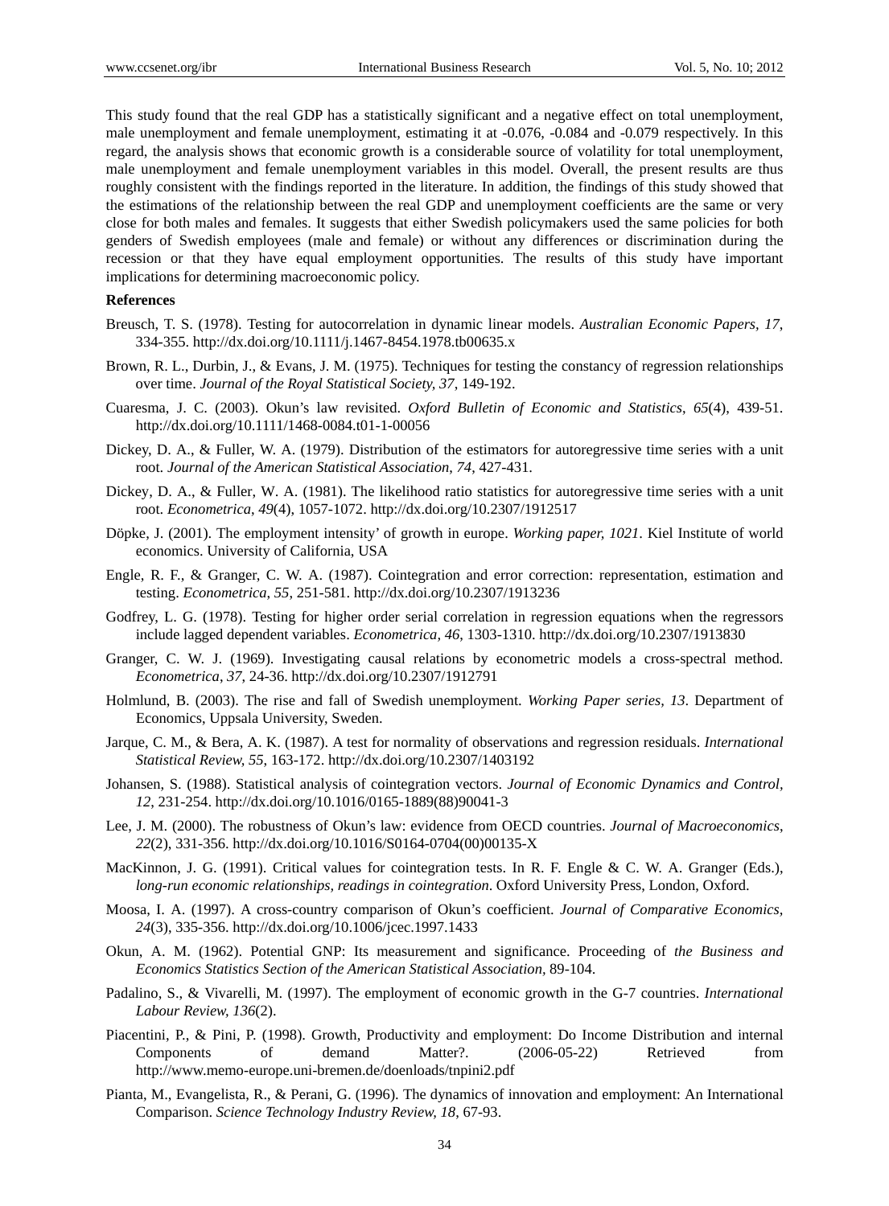This study found that the real GDP has a statistically significant and a negative effect on total unemployment, male unemployment and female unemployment, estimating it at -0.076, -0.084 and -0.079 respectively. In this regard, the analysis shows that economic growth is a considerable source of volatility for total unemployment, male unemployment and female unemployment variables in this model. Overall, the present results are thus roughly consistent with the findings reported in the literature. In addition, the findings of this study showed that the estimations of the relationship between the real GDP and unemployment coefficients are the same or very close for both males and females. It suggests that either Swedish policymakers used the same policies for both genders of Swedish employees (male and female) or without any differences or discrimination during the recession or that they have equal employment opportunities. The results of this study have important implications for determining macroeconomic policy.

**References**

Breusch, T. S. (1978). Testing for autocorrelation in dynamic linear models. *Australian Economic Papers, 17*, 334-355. http://dx.doi.org/10.1111/j.1467-8454.1978.tb00635.x

Brown, R. L., Durbin, J., & Evans, J. M. (1975). Techniques for testing the constancy of regression relationships over time. *Journal of the Royal Statistical Society, 37,* 149-192.

Cuaresma, J. C. (2003). Okun's law revisited. *Oxford Bulletin of Economic and Statistics*, *65*(4), 439-51. http://dx.doi.org/10.1111/1468-0084.t01-1-00056

Dickey, D. A., & Fuller, W. A. (1979). Distribution of the estimators for autoregressive time series with a unit root. *Journal of the American Statistical Association*, *74*, 427-431.

Dickey, D. A., & Fuller, W. A. (1981). The likelihood ratio statistics for autoregressive time series with a unit root. *Econometrica*, *49*(4), 1057-1072. http://dx.doi.org/10.2307/1912517

Döpke, J. (2001). The employment intensity' of growth in europe. *Working paper, 1021*. Kiel Institute of world economics. University of California, USA

Engle, R. F., & Granger, C. W. A. (1987). Cointegration and error correction: representation, estimation and testing. *Econometrica*, *55*, 251-581. http://dx.doi.org/10.2307/1913236

Godfrey, L. G. (1978). Testing for higher order serial correlation in regression equations when the regressors include lagged dependent variables. *Econometrica, 46*, 1303-1310. http://dx.doi.org/10.2307/1913830

Granger, C. W. J. (1969). Investigating causal relations by econometric models a cross-spectral method. *Econometrica*, *37*, 24-36. http://dx.doi.org/10.2307/1912791

Holmlund, B. (2003). The rise and fall of Swedish unemployment. *Working Paper series, 13*. Department of Economics, Uppsala University, Sweden.

Jarque, C. M., & Bera, A. K. (1987). A test for normality of observations and regression residuals. *International Statistical Review, 55*, 163-172. http://dx.doi.org/10.2307/1403192

Johansen, S. (1988). Statistical analysis of cointegration vectors. *Journal of Economic Dynamics and Control, 12*, 231-254. http://dx.doi.org/10.1016/0165-1889(88)90041-3

Lee, J. M. (2000). The robustness of Okun's law: evidence from OECD countries. *Journal of Macroeconomics*, *22*(2), 331-356. http://dx.doi.org/10.1016/S0164-0704(00)00135-X

MacKinnon, J. G. (1991). Critical values for cointegration tests. In R. F. Engle & C. W. A. Granger (Eds.), *long-run economic relationships, readings in cointegration*. Oxford University Press, London, Oxford.

Moosa, I. A. (1997). A cross-country comparison of Okun's coefficient. *Journal of Comparative Economics, 24*(3), 335-356. http://dx.doi.org/10.1006/jcec.1997.1433

Okun, A. M. (1962). Potential GNP: Its measurement and significance. Proceeding of *the Business and Economics Statistics Section of the American Statistical Association,* 89-104.

Padalino, S., & Vivarelli, M. (1997). The employment of economic growth in the G-7 countries. *International Labour Review, 136*(2).

Piacentini, P., & Pini, P. (1998). Growth, Productivity and employment: Do Income Distribution and internal Components of demand Matter?. (2006-05-22) Retrieved from http://www.memo-europe.uni-bremen.de/doenloads/tnpini2.pdf

Pianta, M., Evangelista, R., & Perani, G. (1996). The dynamics of innovation and employment: An International Comparison. *Science Technology Industry Review, 18*, 67-93.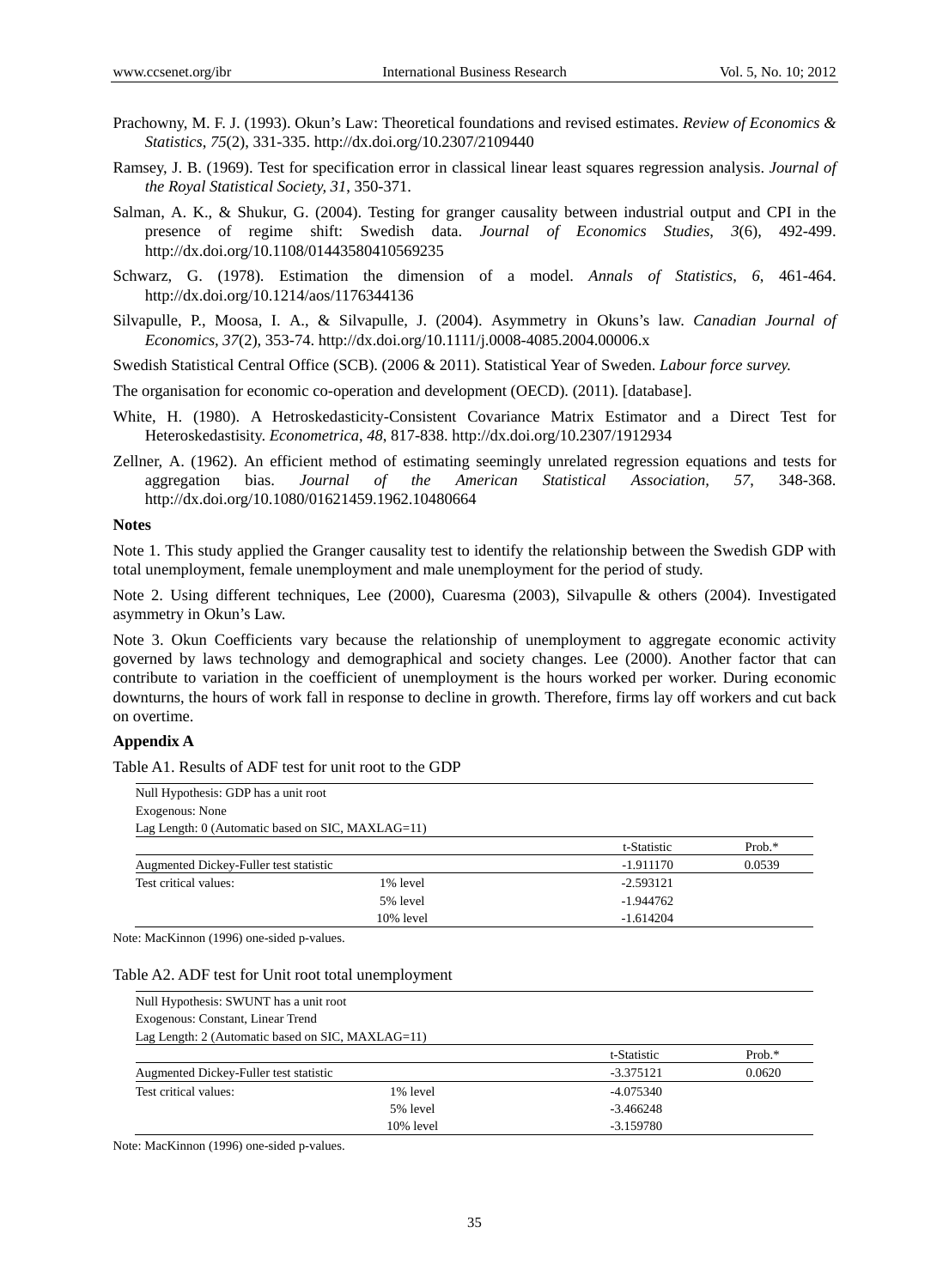Prachowny, M. F. J. (1993). Okun's Law: Theoretical foundations and revised estimates. *Review of Economics & Statistics*, *75*(2), 331-335. http://dx.doi.org/10.2307/2109440

Ramsey, J. B. (1969). Test for specification error in classical linear least squares regression analysis. *Journal of the Royal Statistical Society, 31*, 350-371.

Salman, A. K., & Shukur, G. (2004). Testing for granger causality between industrial output and CPI in the presence of regime shift: Swedish data. *Journal of Economics Studies*, *3*(6), 492-499. http://dx.doi.org/10.1108/01443580410569235

Schwarz, G. (1978). Estimation the dimension of a model. *Annals of Statistics*, *6*, 461-464. http://dx.doi.org/10.1214/aos/1176344136

Silvapulle, P., Moosa, I. A., & Silvapulle, J. (2004). Asymmetry in Okuns's law. *Canadian Journal of Economics*, *37*(2), 353-74. http://dx.doi.org/10.1111/j.0008-4085.2004.00006.x

Swedish Statistical Central Office (SCB). (2006 & 2011). Statistical Year of Sweden. *Labour force survey.*

The organisation for economic co-operation and development (OECD). (2011). [database].

White, H. (1980). A Hetroskedasticity-Consistent Covariance Matrix Estimator and a Direct Test for Heteroskedastisity. *Econometrica*, *48*, 817-838. http://dx.doi.org/10.2307/1912934

Zellner, A. (1962). An efficient method of estimating seemingly unrelated regression equations and tests for aggregation bias. *Journal of the American Statistical Association, 57*, 348-368. http://dx.doi.org/10.1080/01621459.1962.10480664

**Notes**

Note 1. This study applied the Granger causality test to identify the relationship between the Swedish GDP with total unemployment, female unemployment and male unemployment for the period of study.

Note 2. Using different techniques, Lee (2000), Cuaresma (2003), Silvapulle & others (2004). Investigated asymmetry in Okun's Law.

Note 3. Okun Coefficients vary because the relationship of unemployment to aggregate economic activity governed by laws technology and demographical and society changes. Lee (2000). Another factor that can contribute to variation in the coefficient of unemployment is the hours worked per worker. During economic downturns, the hours of work fall in response to decline in growth. Therefore, firms lay off workers and cut back on overtime.

**Appendix A**

Table A1. Results of ADF test for unit root to the GDP

Null Hypothesis: GDP has a unit root
Exogenous: None
Lag Length: 0 (Automatic based on SIC, MAXLAG=11)

| | | t-Statistic | Prob.* |
|---|---|---|---|
| Augmented Dickey-Fuller test statistic | | -1.911170 | 0.0539 |
| Test critical values: | 1% level | -2.593121 | |
| | 5% level | -1.944762 | |
| | 10% level | -1.614204 | |

Note: MacKinnon (1996) one-sided p-values.

Table A2. ADF test for Unit root total unemployment

Null Hypothesis: SWUNT has a unit root
Exogenous: Constant, Linear Trend
Lag Length: 2 (Automatic based on SIC, MAXLAG=11)

| | | t-Statistic | Prob.* |
|---|---|---|---|
| Augmented Dickey-Fuller test statistic | | -3.375121 | 0.0620 |
| Test critical values: | 1% level | -4.075340 | |
| | 5% level | -3.466248 | |
| | 10% level | -3.159780 | |

Note: MacKinnon (1996) one-sided p-values.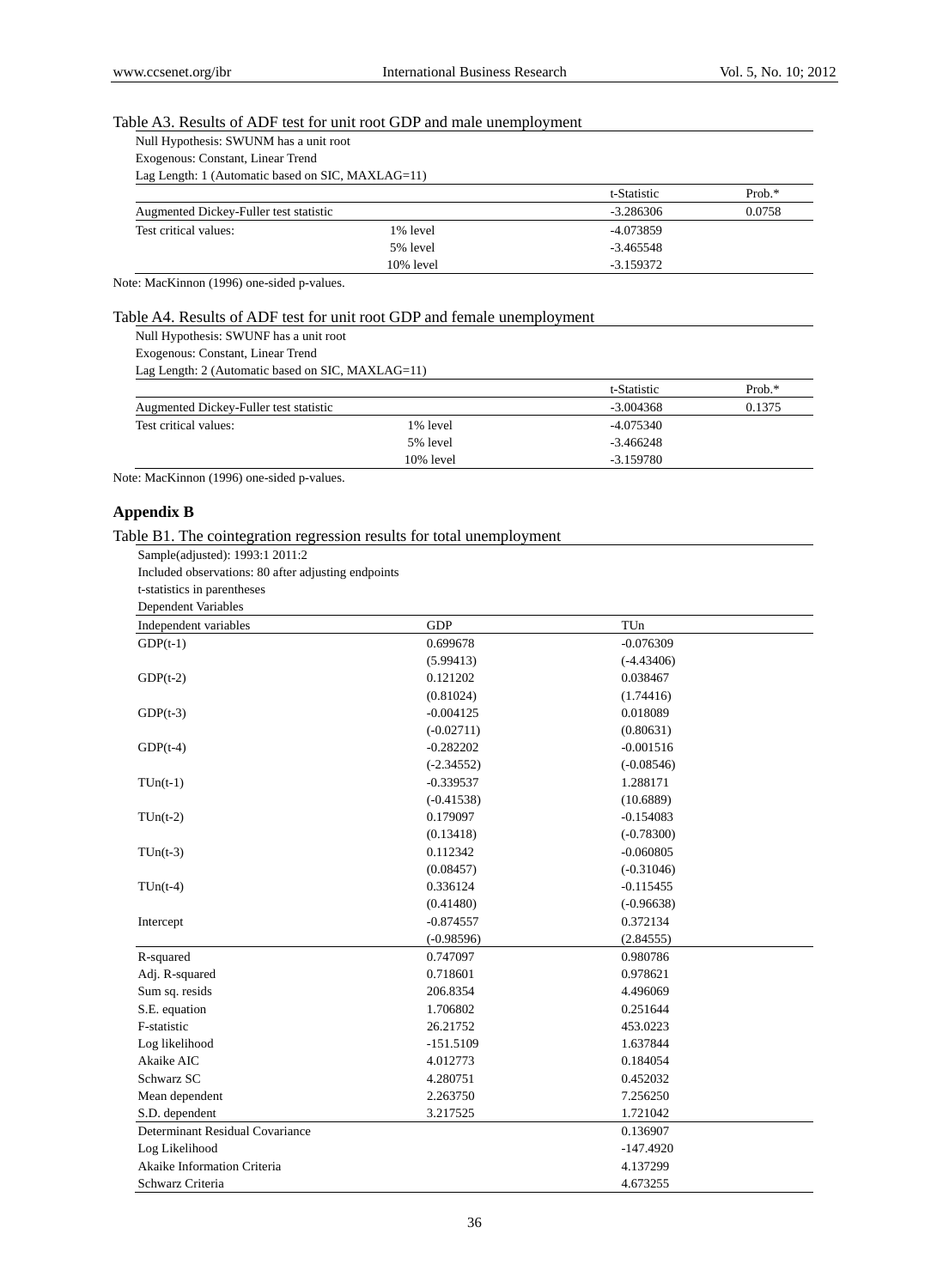Table A3. Results of ADF test for unit root GDP and male unemployment

Null Hypothesis: SWUNM has a unit root
Exogenous: Constant, Linear Trend
Lag Length: 1 (Automatic based on SIC, MAXLAG=11)

| | | t-Statistic | Prob.* |
|---|---|---|---|
| Augmented Dickey-Fuller test statistic | | -3.286306 | 0.0758 |
| Test critical values: | 1% level | -4.073859 | |
| | 5% level | -3.465548 | |
| | 10% level | -3.159372 | |

Note: MacKinnon (1996) one-sided p-values.

Table A4. Results of ADF test for unit root GDP and female unemployment

Null Hypothesis: SWUNF has a unit root
Exogenous: Constant, Linear Trend
Lag Length: 2 (Automatic based on SIC, MAXLAG=11)

| | | t-Statistic | Prob.* |
|---|---|---|---|
| Augmented Dickey-Fuller test statistic | | -3.004368 | 0.1375 |
| Test critical values: | 1% level | -4.075340 | |
| | 5% level | -3.466248 | |
| | 10% level | -3.159780 | |

Note: MacKinnon (1996) one-sided p-values.

## Appendix B

Table B1. The cointegration regression results for total unemployment

Sample(adjusted): 1993:1 2011:2
Included observations: 80 after adjusting endpoints
t-statistics in parentheses
Dependent Variables

| Independent variables | GDP | TUn |
|---|---|---|
| GDP(t-1) | 0.699678 | -0.076309 |
| | (5.99413) | (-4.43406) |
| GDP(t-2) | 0.121202 | 0.038467 |
| | (0.81024) | (1.74416) |
| GDP(t-3) | -0.004125 | 0.018089 |
| | (-0.02711) | (0.80631) |
| GDP(t-4) | -0.282202 | -0.001516 |
| | (-2.34552) | (-0.08546) |
| TUn(t-1) | -0.339537 | 1.288171 |
| | (-0.41538) | (10.6889) |
| TUn(t-2) | 0.179097 | -0.154083 |
| | (0.13418) | (-0.78300) |
| TUn(t-3) | 0.112342 | -0.060805 |
| | (0.08457) | (-0.31046) |
| TUn(t-4) | 0.336124 | -0.115455 |
| | (0.41480) | (-0.96638) |
| Intercept | -0.874557 | 0.372134 |
| | (-0.98596) | (2.84555) |
| R-squared | 0.747097 | 0.980786 |
| Adj. R-squared | 0.718601 | 0.978621 |
| Sum sq. resids | 206.8354 | 4.496069 |
| S.E. equation | 1.706802 | 0.251644 |
| F-statistic | 26.21752 | 453.0223 |
| Log likelihood | -151.5109 | 1.637844 |
| Akaike AIC | 4.012773 | 0.184054 |
| Schwarz SC | 4.280751 | 0.452032 |
| Mean dependent | 2.263750 | 7.256250 |
| S.D. dependent | 3.217525 | 1.721042 |
| Determinant Residual Covariance | | 0.136907 |
| Log Likelihood | | -147.4920 |
| Akaike Information Criteria | | 4.137299 |
| Schwarz Criteria | | 4.673255 |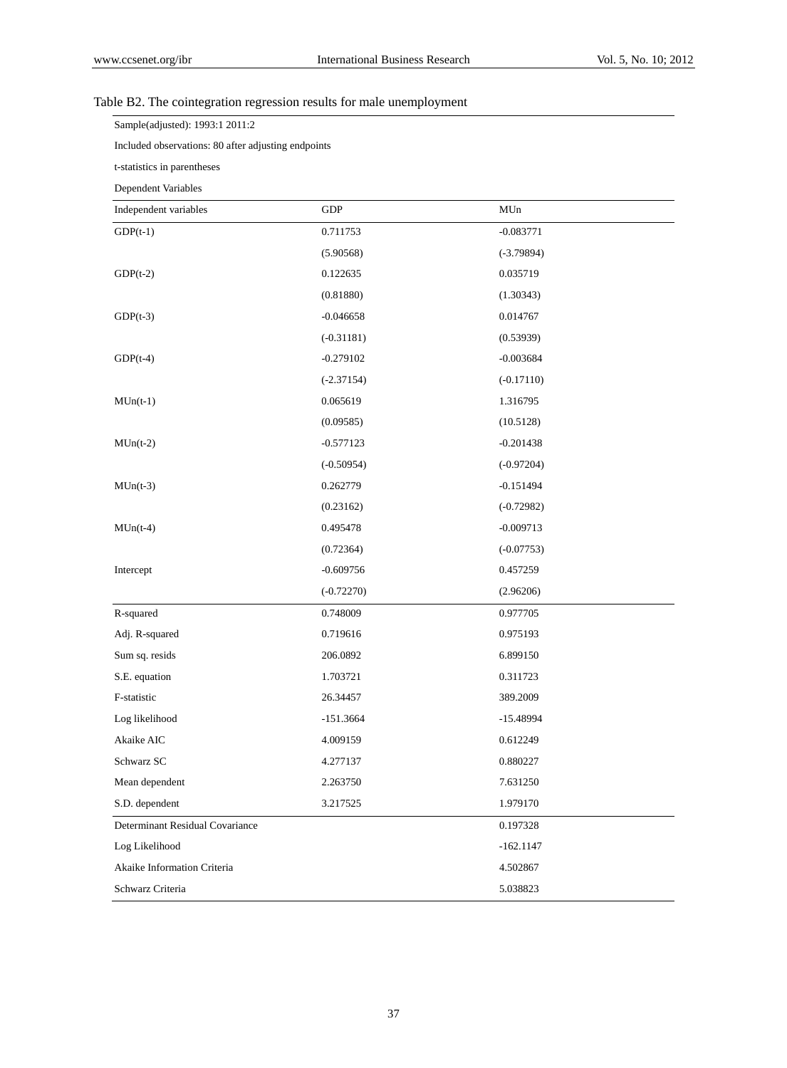Table B2. The cointegration regression results for male unemployment

Sample(adjusted): 1993:1 2011:2

Included observations: 80 after adjusting endpoints

t-statistics in parentheses

Dependent Variables

| Independent variables | GDP | MUn |
|---|---|---|
| GDP(t-1) | 0.711753 | -0.083771 |
| | (5.90568) | (-3.79894) |
| GDP(t-2) | 0.122635 | 0.035719 |
| | (0.81880) | (1.30343) |
| GDP(t-3) | -0.046658 | 0.014767 |
| | (-0.31181) | (0.53939) |
| GDP(t-4) | -0.279102 | -0.003684 |
| | (-2.37154) | (-0.17110) |
| MUn(t-1) | 0.065619 | 1.316795 |
| | (0.09585) | (10.5128) |
| MUn(t-2) | -0.577123 | -0.201438 |
| | (-0.50954) | (-0.97204) |
| MUn(t-3) | 0.262779 | -0.151494 |
| | (0.23162) | (-0.72982) |
| MUn(t-4) | 0.495478 | -0.009713 |
| | (0.72364) | (-0.07753) |
| Intercept | -0.609756 | 0.457259 |
| | (-0.72270) | (2.96206) |
| R-squared | 0.748009 | 0.977705 |
| Adj. R-squared | 0.719616 | 0.975193 |
| Sum sq. resids | 206.0892 | 6.899150 |
| S.E. equation | 1.703721 | 0.311723 |
| F-statistic | 26.34457 | 389.2009 |
| Log likelihood | -151.3664 | -15.48994 |
| Akaike AIC | 4.009159 | 0.612249 |
| Schwarz SC | 4.277137 | 0.880227 |
| Mean dependent | 2.263750 | 7.631250 |
| S.D. dependent | 3.217525 | 1.979170 |
| Determinant Residual Covariance | | 0.197328 |
| Log Likelihood | | -162.1147 |
| Akaike Information Criteria | | 4.502867 |
| Schwarz Criteria | | 5.038823 |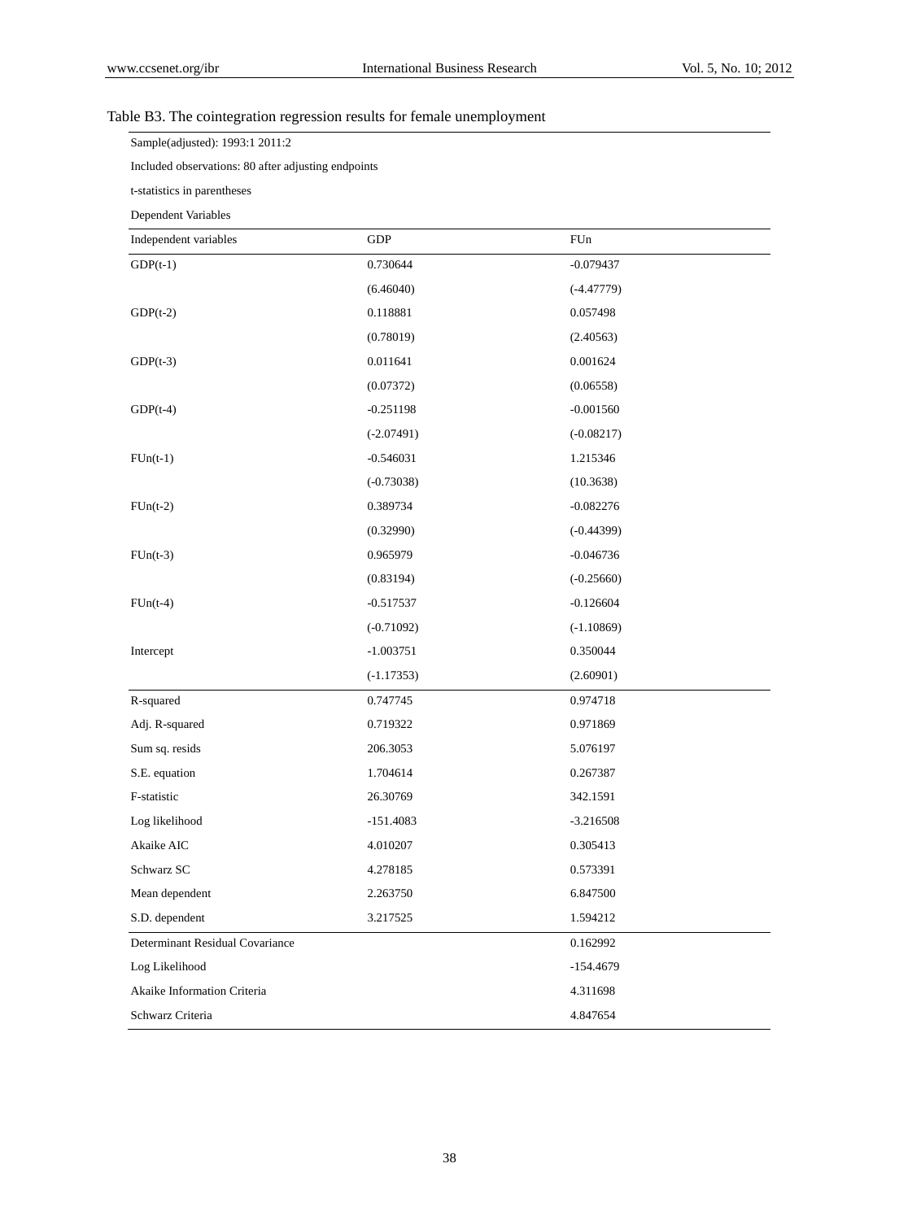Table B3. The cointegration regression results for female unemployment

| Sample(adjusted): 1993:1 2011:2 | | |
|---|---|---|
| Included observations: 80 after adjusting endpoints | | |
| t-statistics in parentheses | | |
| Dependent Variables | | |
| Independent variables | GDP | FUn |
| GDP(t-1) | 0.730644 | -0.079437 |
| | (6.46040) | (-4.47779) |
| GDP(t-2) | 0.118881 | 0.057498 |
| | (0.78019) | (2.40563) |
| GDP(t-3) | 0.011641 | 0.001624 |
| | (0.07372) | (0.06558) |
| GDP(t-4) | -0.251198 | -0.001560 |
| | (-2.07491) | (-0.08217) |
| FUn(t-1) | -0.546031 | 1.215346 |
| | (-0.73038) | (10.3638) |
| FUn(t-2) | 0.389734 | -0.082276 |
| | (0.32990) | (-0.44399) |
| FUn(t-3) | 0.965979 | -0.046736 |
| | (0.83194) | (-0.25660) |
| FUn(t-4) | -0.517537 | -0.126604 |
| | (-0.71092) | (-1.10869) |
| Intercept | -1.003751 | 0.350044 |
| | (-1.17353) | (2.60901) |
| R-squared | 0.747745 | 0.974718 |
| Adj. R-squared | 0.719322 | 0.971869 |
| Sum sq. resids | 206.3053 | 5.076197 |
| S.E. equation | 1.704614 | 0.267387 |
| F-statistic | 26.30769 | 342.1591 |
| Log likelihood | -151.4083 | -3.216508 |
| Akaike AIC | 4.010207 | 0.305413 |
| Schwarz SC | 4.278185 | 0.573391 |
| Mean dependent | 2.263750 | 6.847500 |
| S.D. dependent | 3.217525 | 1.594212 |
| Determinant Residual Covariance | | 0.162992 |
| Log Likelihood | | -154.4679 |
| Akaike Information Criteria | | 4.311698 |
| Schwarz Criteria | | 4.847654 |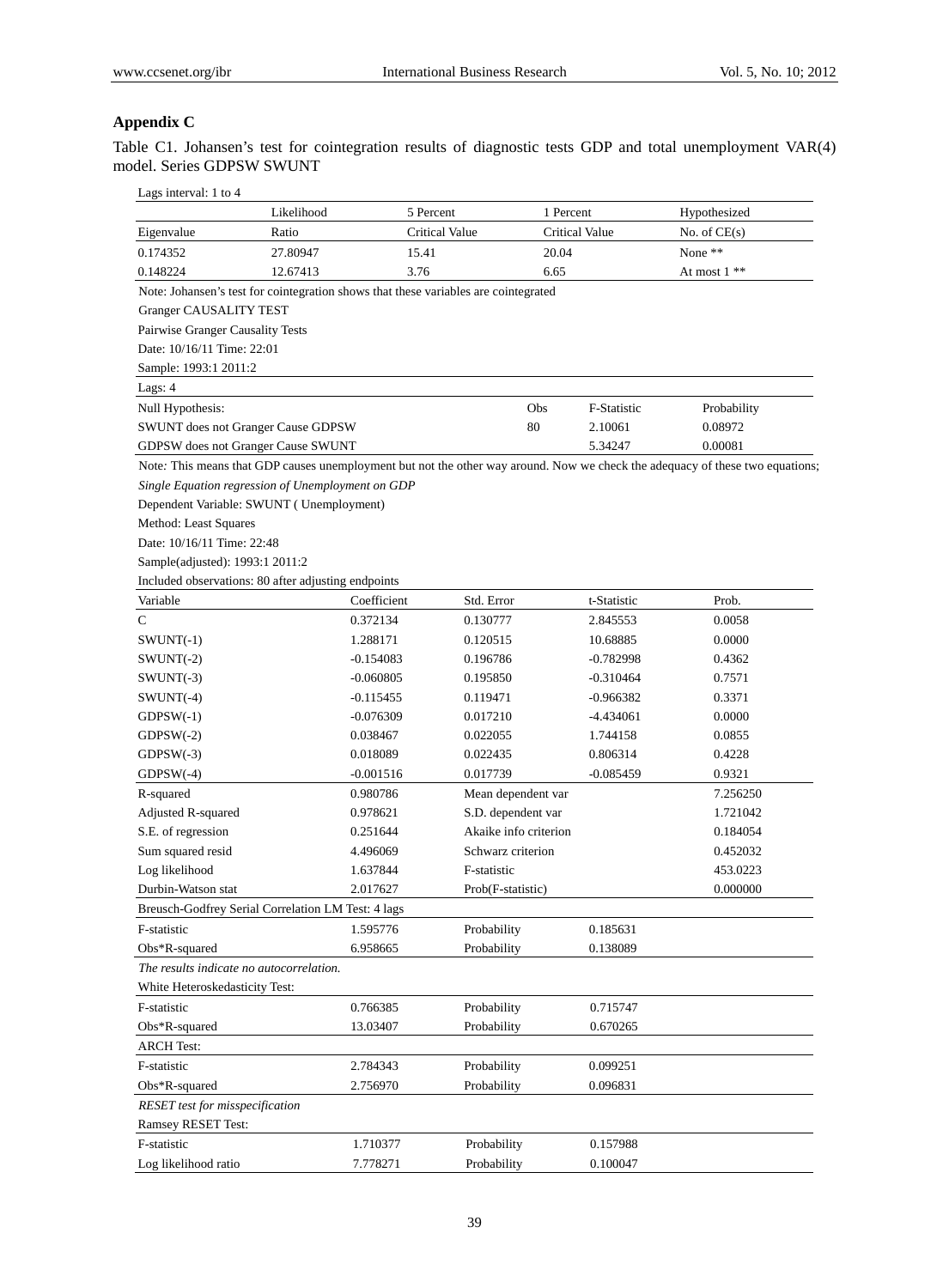## Appendix C

Table C1. Johansen's test for cointegration results of diagnostic tests GDP and total unemployment VAR(4) model. Series GDPSW SWUNT

Lags interval: 1 to 4

| Eigenvalue | Likelihood Ratio | 5 Percent Critical Value | 1 Percent Critical Value | Hypothesized No. of CE(s) |
|---|---|---|---|---|
| 0.174352 | 27.80947 | 15.41 | 20.04 | None ** |
| 0.148224 | 12.67413 | 3.76 | 6.65 | At most 1 ** |

Note: Johansen's test for cointegration shows that these variables are cointegrated

Granger CAUSALITY TEST

Pairwise Granger Causality Tests

Date: 10/16/11 Time: 22:01

Sample: 1993:1 2011:2

Lags: 4

| Null Hypothesis: | Obs | F-Statistic | Probability |
|---|---|---|---|
| SWUNT does not Granger Cause GDPSW | 80 | 2.10061 | 0.08972 |
| GDPSW does not Granger Cause SWUNT | | 5.34247 | 0.00081 |

Note: This means that GDP causes unemployment but not the other way around. Now we check the adequacy of these two equations;

*Single Equation regression of Unemployment on GDP*

Dependent Variable: SWUNT ( Unemployment)

Method: Least Squares

Date: 10/16/11 Time: 22:48

Sample(adjusted): 1993:1 2011:2

Included observations: 80 after adjusting endpoints

| Variable | Coefficient | Std. Error | t-Statistic | Prob. |
|---|---|---|---|---|
| C | 0.372134 | 0.130777 | 2.845553 | 0.0058 |
| SWUNT(-1) | 1.288171 | 0.120515 | 10.68885 | 0.0000 |
| SWUNT(-2) | -0.154083 | 0.196786 | -0.782998 | 0.4362 |
| SWUNT(-3) | -0.060805 | 0.195850 | -0.310464 | 0.7571 |
| SWUNT(-4) | -0.115455 | 0.119471 | -0.966382 | 0.3371 |
| GDPSW(-1) | -0.076309 | 0.017210 | -4.434061 | 0.0000 |
| GDPSW(-2) | 0.038467 | 0.022055 | 1.744158 | 0.0855 |
| GDPSW(-3) | 0.018089 | 0.022435 | 0.806314 | 0.4228 |
| GDPSW(-4) | -0.001516 | 0.017739 | -0.085459 | 0.9321 |
| R-squared | 0.980786 | Mean dependent var | | 7.256250 |
| Adjusted R-squared | 0.978621 | S.D. dependent var | | 1.721042 |
| S.E. of regression | 0.251644 | Akaike info criterion | | 0.184054 |
| Sum squared resid | 4.496069 | Schwarz criterion | | 0.452032 |
| Log likelihood | 1.637844 | F-statistic | | 453.0223 |
| Durbin-Watson stat | 2.017627 | Prob(F-statistic) | | 0.000000 |

Breusch-Godfrey Serial Correlation LM Test: 4 lags

| | | | |
|---|---|---|---|
| F-statistic | 1.595776 | Probability | 0.185631 |
| Obs*R-squared | 6.958665 | Probability | 0.138089 |

*The results indicate no autocorrelation.*

White Heteroskedasticity Test:

| | | | |
|---|---|---|---|
| F-statistic | 0.766385 | Probability | 0.715747 |
| Obs*R-squared | 13.03407 | Probability | 0.670265 |

ARCH Test:

| | | | |
|---|---|---|---|
| F-statistic | 2.784343 | Probability | 0.099251 |
| Obs*R-squared | 2.756970 | Probability | 0.096831 |

*RESET test for misspecification*

Ramsey RESET Test:

| | | | |
|---|---|---|---|
| F-statistic | 1.710377 | Probability | 0.157988 |
| Log likelihood ratio | 7.778271 | Probability | 0.100047 |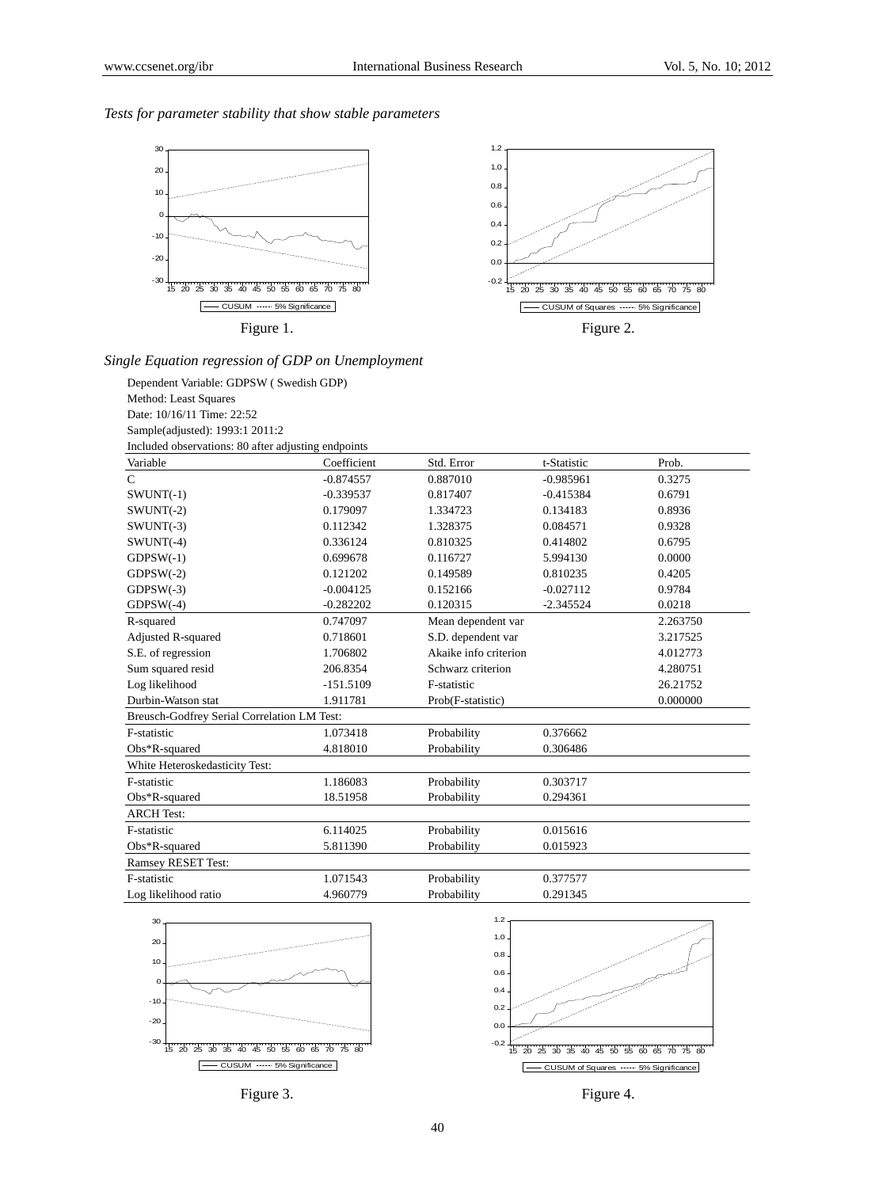*Tests for parameter stability that show stable parameters*

Figure 1.

Figure 2.

*Single Equation regression of GDP on Unemployment*

Dependent Variable: GDPSW ( Swedish GDP)
Method: Least Squares
Date: 10/16/11 Time: 22:52
Sample(adjusted): 1993:1 2011:2
Included observations: 80 after adjusting endpoints

| Variable | Coefficient | Std. Error | t-Statistic | Prob. |
|---|---|---|---|---|
| C | -0.874557 | 0.887010 | -0.985961 | 0.3275 |
| SWUNT(-1) | -0.339537 | 0.817407 | -0.415384 | 0.6791 |
| SWUNT(-2) | 0.179097 | 1.334723 | 0.134183 | 0.8936 |
| SWUNT(-3) | 0.112342 | 1.328375 | 0.084571 | 0.9328 |
| SWUNT(-4) | 0.336124 | 0.810325 | 0.414802 | 0.6795 |
| GDPSW(-1) | 0.699678 | 0.116727 | 5.994130 | 0.0000 |
| GDPSW(-2) | 0.121202 | 0.149589 | 0.810235 | 0.4205 |
| GDPSW(-3) | -0.004125 | 0.152166 | -0.027112 | 0.9784 |
| GDPSW(-4) | -0.282202 | 0.120315 | -2.345524 | 0.0218 |
| R-squared | 0.747097 | Mean dependent var | | 2.263750 |
| Adjusted R-squared | 0.718601 | S.D. dependent var | | 3.217525 |
| S.E. of regression | 1.706802 | Akaike info criterion | | 4.012773 |
| Sum squared resid | 206.8354 | Schwarz criterion | | 4.280751 |
| Log likelihood | -151.5109 | F-statistic | | 26.21752 |
| Durbin-Watson stat | 1.911781 | Prob(F-statistic) | | 0.000000 |
| Breusch-Godfrey Serial Correlation LM Test: | | | | |
| F-statistic | 1.073418 | Probability | 0.376662 | |
| Obs*R-squared | 4.818010 | Probability | 0.306486 | |
| White Heteroskedasticity Test: | | | | |
| F-statistic | 1.186083 | Probability | 0.303717 | |
| Obs*R-squared | 18.51958 | Probability | 0.294361 | |
| ARCH Test: | | | | |
| F-statistic | 6.114025 | Probability | 0.015616 | |
| Obs*R-squared | 5.811390 | Probability | 0.015923 | |
| Ramsey RESET Test: | | | | |
| F-statistic | 1.071543 | Probability | 0.377577 | |
| Log likelihood ratio | 4.960779 | Probability | 0.291345 | |

Figure 3.

Figure 4.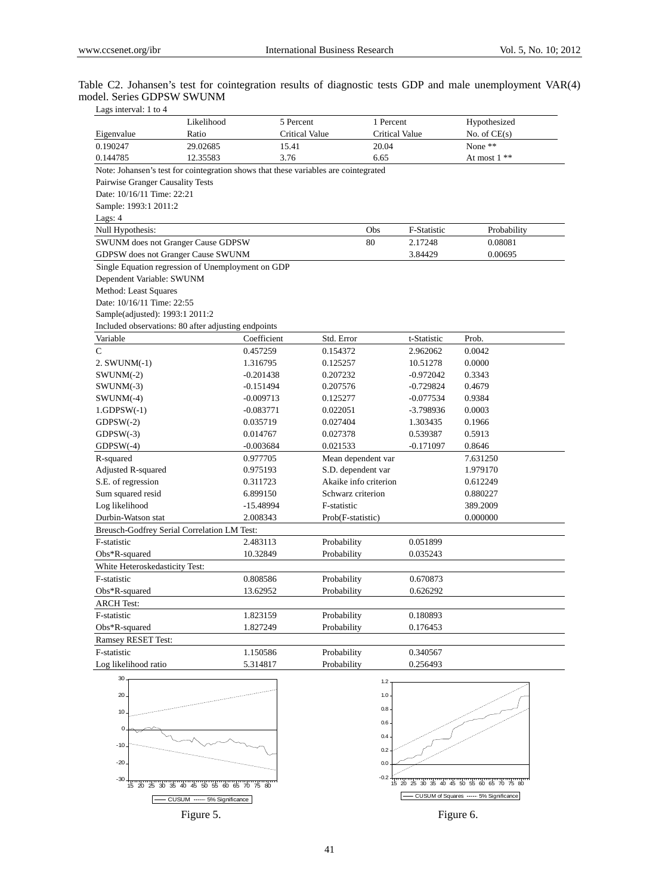Table C2. Johansen's test for cointegration results of diagnostic tests GDP and male unemployment VAR(4) model. Series GDPSW SWUNM

Lags interval: 1 to 4

| Eigenvalue | Likelihood Ratio | 5 Percent Critical Value | 1 Percent Critical Value | Hypothesized No. of CE(s) |
|---|---|---|---|---|
| 0.190247 | 29.02685 | 15.41 | 20.04 | None ** |
| 0.144785 | 12.35583 | 3.76 | 6.65 | At most 1 ** |

Note: Johansen's test for cointegration shows that these variables are cointegrated

Pairwise Granger Causality Tests

Date: 10/16/11 Time: 22:21

Sample: 1993:1 2011:2

Lags: 4

| Null Hypothesis: | Obs | F-Statistic | Probability |
|---|---|---|---|
| SWUNM does not Granger Cause GDPSW | 80 | 2.17248 | 0.08081 |
| GDPSW does not Granger Cause SWUNM | | 3.84429 | 0.00695 |

Single Equation regression of Unemployment on GDP

Dependent Variable: SWUNM

Method: Least Squares

Date: 10/16/11 Time: 22:55

Sample(adjusted): 1993:1 2011:2

Included observations: 80 after adjusting endpoints

| Variable | Coefficient | Std. Error | t-Statistic | Prob. |
|---|---|---|---|---|
| C | 0.457259 | 0.154372 | 2.962062 | 0.0042 |
| 2. SWUNM(-1) | 1.316795 | 0.125257 | 10.51278 | 0.0000 |
| SWUNM(-2) | -0.201438 | 0.207232 | -0.972042 | 0.3343 |
| SWUNM(-3) | -0.151494 | 0.207576 | -0.729824 | 0.4679 |
| SWUNM(-4) | -0.009713 | 0.125277 | -0.077534 | 0.9384 |
| 1.GDPSW(-1) | -0.083771 | 0.022051 | -3.798936 | 0.0003 |
| GDPSW(-2) | 0.035719 | 0.027404 | 1.303435 | 0.1966 |
| GDPSW(-3) | 0.014767 | 0.027378 | 0.539387 | 0.5913 |
| GDPSW(-4) | -0.003684 | 0.021533 | -0.171097 | 0.8646 |
| R-squared | 0.977705 | Mean dependent var | | 7.631250 |
| Adjusted R-squared | 0.975193 | S.D. dependent var | | 1.979170 |
| S.E. of regression | 0.311723 | Akaike info criterion | | 0.612249 |
| Sum squared resid | 6.899150 | Schwarz criterion | | 0.880227 |
| Log likelihood | -15.48994 | F-statistic | | 389.2009 |
| Durbin-Watson stat | 2.008343 | Prob(F-statistic) | | 0.000000 |

Breusch-Godfrey Serial Correlation LM Test:

| | | | |
|---|---|---|---|
| F-statistic | 2.483113 | Probability | 0.051899 |
| Obs*R-squared | 10.32849 | Probability | 0.035243 |

White Heteroskedasticity Test:

| | | | |
|---|---|---|---|
| F-statistic | 0.808586 | Probability | 0.670873 |
| Obs*R-squared | 13.62952 | Probability | 0.626292 |

ARCH Test:

| | | | |
|---|---|---|---|
| F-statistic | 1.823159 | Probability | 0.180893 |
| Obs*R-squared | 1.827249 | Probability | 0.176453 |

Ramsey RESET Test:

| | | | |
|---|---|---|---|
| F-statistic | 1.150586 | Probability | 0.340567 |
| Log likelihood ratio | 5.314817 | Probability | 0.256493 |

Figure 5.

Figure 6.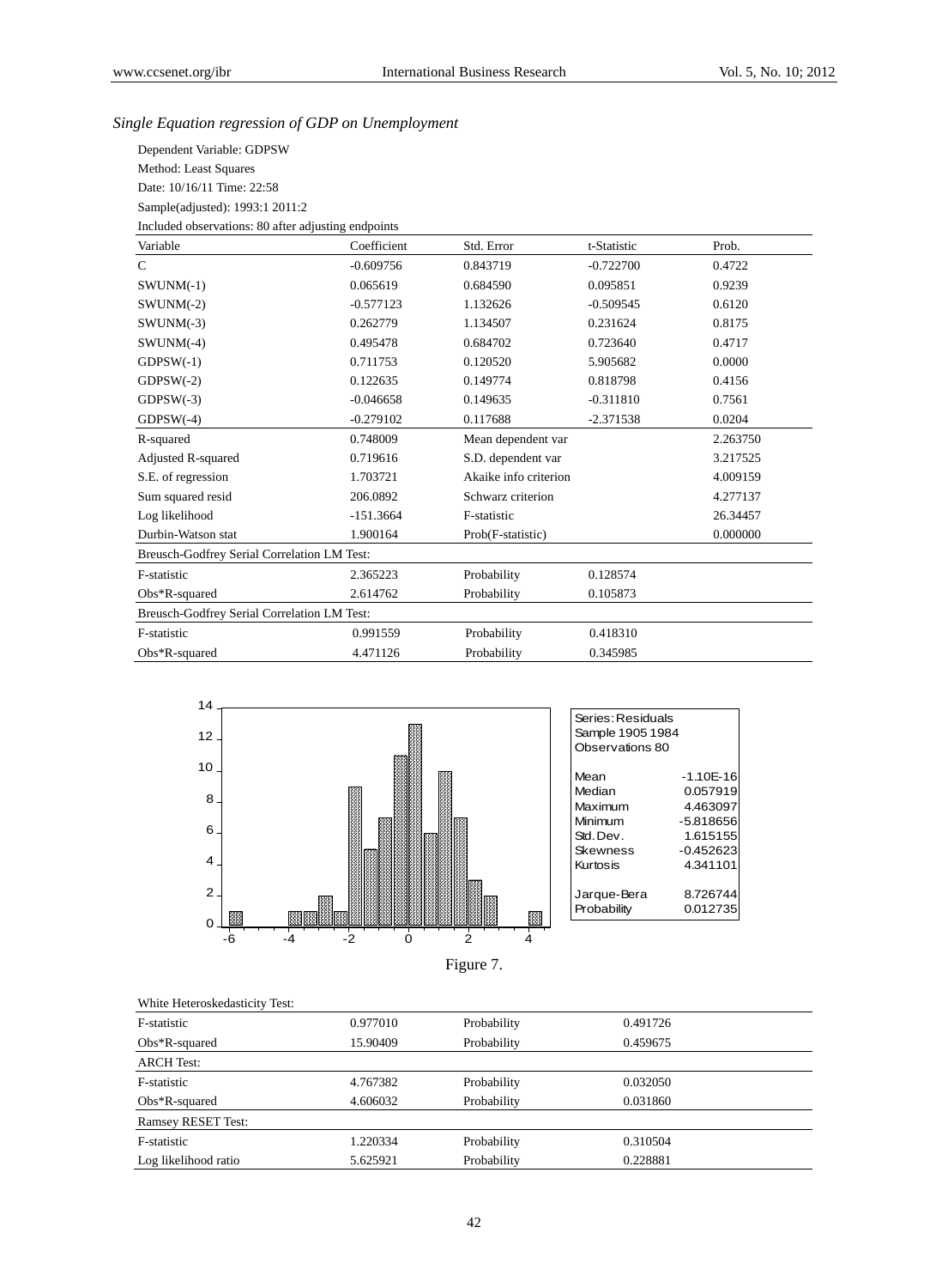*Single Equation regression of GDP on Unemployment*

Dependent Variable: GDPSW
Method: Least Squares
Date: 10/16/11 Time: 22:58
Sample(adjusted): 1993:1 2011:2
Included observations: 80 after adjusting endpoints

| Variable | Coefficient | Std. Error | t-Statistic | Prob. |
|---|---|---|---|---|
| C | -0.609756 | 0.843719 | -0.722700 | 0.4722 |
| SWUNM(-1) | 0.065619 | 0.684590 | 0.095851 | 0.9239 |
| SWUNM(-2) | -0.577123 | 1.132626 | -0.509545 | 0.6120 |
| SWUNM(-3) | 0.262779 | 1.134507 | 0.231624 | 0.8175 |
| SWUNM(-4) | 0.495478 | 0.684702 | 0.723640 | 0.4717 |
| GDPSW(-1) | 0.711753 | 0.120520 | 5.905682 | 0.0000 |
| GDPSW(-2) | 0.122635 | 0.149774 | 0.818798 | 0.4156 |
| GDPSW(-3) | -0.046658 | 0.149635 | -0.311810 | 0.7561 |
| GDPSW(-4) | -0.279102 | 0.117688 | -2.371538 | 0.0204 |
| R-squared | 0.748009 | Mean dependent var | | 2.263750 |
| Adjusted R-squared | 0.719616 | S.D. dependent var | | 3.217525 |
| S.E. of regression | 1.703721 | Akaike info criterion | | 4.009159 |
| Sum squared resid | 206.0892 | Schwarz criterion | | 4.277137 |
| Log likelihood | -151.3664 | F-statistic | | 26.34457 |
| Durbin-Watson stat | 1.900164 | Prob(F-statistic) | | 0.000000 |
| Breusch-Godfrey Serial Correlation LM Test: | | | | |
| F-statistic | 2.365223 | Probability | 0.128574 | |
| Obs*R-squared | 2.614762 | Probability | 0.105873 | |
| Breusch-Godfrey Serial Correlation LM Test: | | | | |
| F-statistic | 0.991559 | Probability | 0.418310 | |
| Obs*R-squared | 4.471126 | Probability | 0.345985 | |

| Series: Residuals | |
|---|---|
| Sample 1905 1984 | |
| Observations 80 | |
| Mean | -1.10E-16 |
| Median | 0.057919 |
| Maximum | 4.463097 |
| Minimum | -5.818656 |
| Std. Dev. | 1.615155 |
| Skewness | -0.452623 |
| Kurtosis | 4.341101 |
| Jarque-Bera | 8.726744 |
| Probability | 0.012735 |

Figure 7.

| White Heteroskedasticity Test: | | | |
|---|---|---|---|
| F-statistic | 0.977010 | Probability | 0.491726 |
| Obs*R-squared | 15.90409 | Probability | 0.459675 |
| ARCH Test: | | | |
| F-statistic | 4.767382 | Probability | 0.032050 |
| Obs*R-squared | 4.606032 | Probability | 0.031860 |
| Ramsey RESET Test: | | | |
| F-statistic | 1.220334 | Probability | 0.310504 |
| Log likelihood ratio | 5.625921 | Probability | 0.228881 |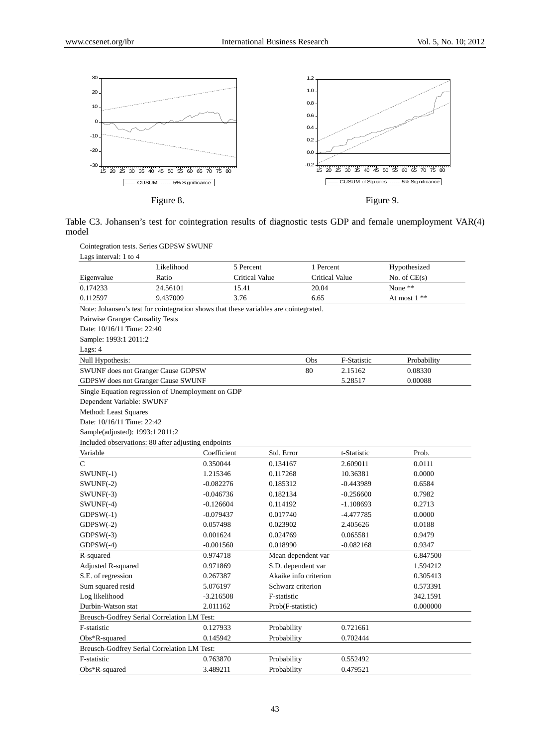Figure 8.

Figure 9.

Table C3. Johansen's test for cointegration results of diagnostic tests GDP and female unemployment VAR(4) model

Cointegration tests. Series GDPSW SWUNF

Lags interval: 1 to 4

| Eigenvalue | Likelihood Ratio | 5 Percent Critical Value | 1 Percent Critical Value | Hypothesized No. of CE(s) |
|---|---|---|---|---|
| 0.174233 | 24.56101 | 15.41 | 20.04 | None ** |
| 0.112597 | 9.437009 | 3.76 | 6.65 | At most 1 ** |

Note: Johansen's test for cointegration shows that these variables are cointegrated.

Pairwise Granger Causality Tests

Date: 10/16/11 Time: 22:40

Sample: 1993:1 2011:2

Lags: 4

| Null Hypothesis: | Obs | F-Statistic | Probability |
|---|---|---|---|
| SWUNF does not Granger Cause GDPSW | 80 | 2.15162 | 0.08330 |
| GDPSW does not Granger Cause SWUNF | | 5.28517 | 0.00088 |

Single Equation regression of Unemployment on GDP

Dependent Variable: SWUNF

Method: Least Squares

Date: 10/16/11 Time: 22:42

Sample(adjusted): 1993:1 2011:2

Included observations: 80 after adjusting endpoints

| Variable | Coefficient | Std. Error | t-Statistic | Prob. |
|---|---|---|---|---|
| C | 0.350044 | 0.134167 | 2.609011 | 0.0111 |
| SWUNF(-1) | 1.215346 | 0.117268 | 10.36381 | 0.0000 |
| SWUNF(-2) | -0.082276 | 0.185312 | -0.443989 | 0.6584 |
| SWUNF(-3) | -0.046736 | 0.182134 | -0.256600 | 0.7982 |
| SWUNF(-4) | -0.126604 | 0.114192 | -1.108693 | 0.2713 |
| GDPSW(-1) | -0.079437 | 0.017740 | -4.477785 | 0.0000 |
| GDPSW(-2) | 0.057498 | 0.023902 | 2.405626 | 0.0188 |
| GDPSW(-3) | 0.001624 | 0.024769 | 0.065581 | 0.9479 |
| GDPSW(-4) | -0.001560 | 0.018990 | -0.082168 | 0.9347 |
| R-squared | 0.974718 | Mean dependent var | | 6.847500 |
| Adjusted R-squared | 0.971869 | S.D. dependent var | | 1.594212 |
| S.E. of regression | 0.267387 | Akaike info criterion | | 0.305413 |
| Sum squared resid | 5.076197 | Schwarz criterion | | 0.573391 |
| Log likelihood | -3.216508 | F-statistic | | 342.1591 |
| Durbin-Watson stat | 2.011162 | Prob(F-statistic) | | 0.000000 |
| Breusch-Godfrey Serial Correlation LM Test: | | | | |
| F-statistic | 0.127933 | Probability | 0.721661 | |
| Obs*R-squared | 0.145942 | Probability | 0.702444 | |
| Breusch-Godfrey Serial Correlation LM Test: | | | | |
| F-statistic | 0.763870 | Probability | 0.552492 | |
| Obs*R-squared | 3.489211 | Probability | 0.479521 | |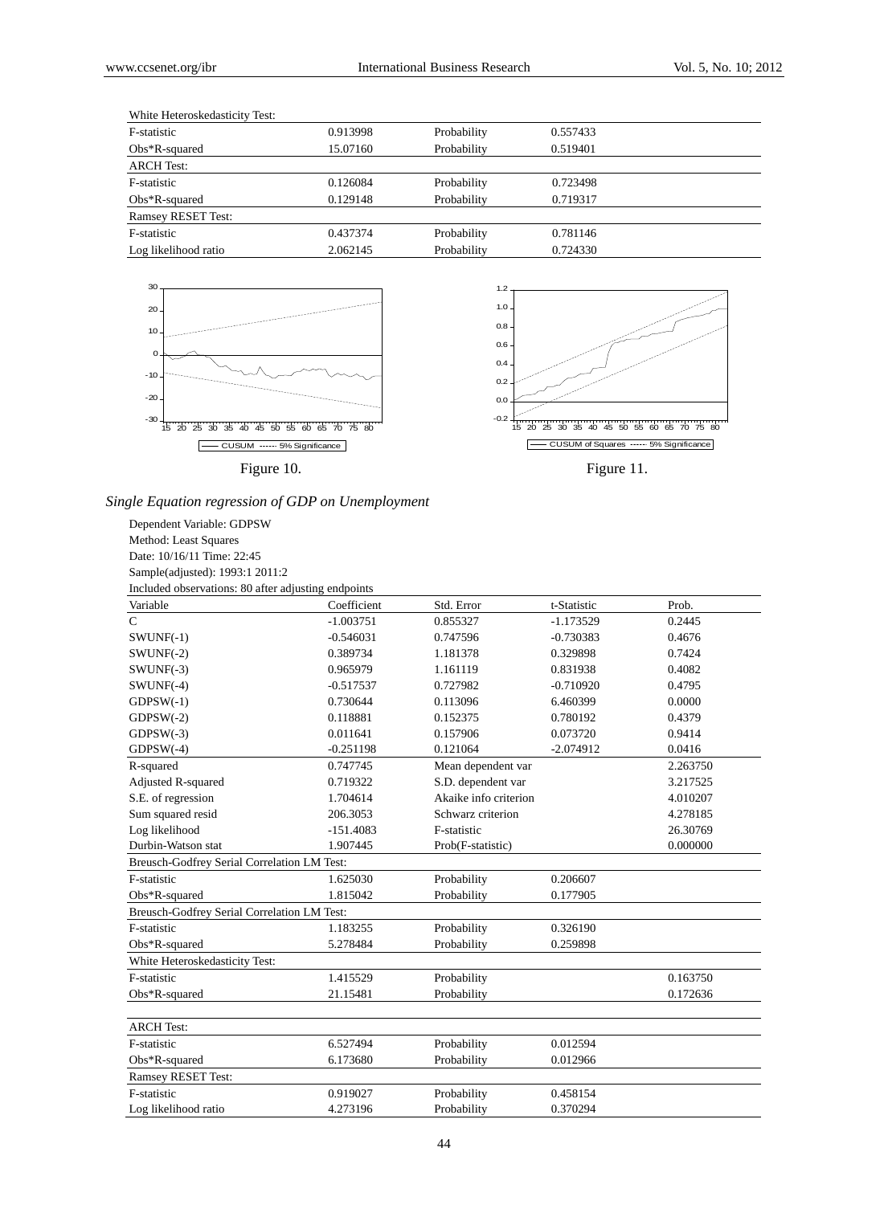| White Heteroskedasticity Test: | | | |
|---|---|---|---|
| F-statistic | 0.913998 | Probability | 0.557433 |
| Obs*R-squared | 15.07160 | Probability | 0.519401 |
| ARCH Test: | | | |
| F-statistic | 0.126084 | Probability | 0.723498 |
| Obs*R-squared | 0.129148 | Probability | 0.719317 |
| Ramsey RESET Test: | | | |
| F-statistic | 0.437374 | Probability | 0.781146 |
| Log likelihood ratio | 2.062145 | Probability | 0.724330 |

Figure 10.

Figure 11.

*Single Equation regression of GDP on Unemployment*

Dependent Variable: GDPSW
Method: Least Squares
Date: 10/16/11 Time: 22:45
Sample(adjusted): 1993:1 2011:2
Included observations: 80 after adjusting endpoints

| Variable | Coefficient | Std. Error | t-Statistic | Prob. |
|---|---|---|---|---|
| C | -1.003751 | 0.855327 | -1.173529 | 0.2445 |
| SWUNF(-1) | -0.546031 | 0.747596 | -0.730383 | 0.4676 |
| SWUNF(-2) | 0.389734 | 1.181378 | 0.329898 | 0.7424 |
| SWUNF(-3) | 0.965979 | 1.161119 | 0.831938 | 0.4082 |
| SWUNF(-4) | -0.517537 | 0.727982 | -0.710920 | 0.4795 |
| GDPSW(-1) | 0.730644 | 0.113096 | 6.460399 | 0.0000 |
| GDPSW(-2) | 0.118881 | 0.152375 | 0.780192 | 0.4379 |
| GDPSW(-3) | 0.011641 | 0.157906 | 0.073720 | 0.9414 |
| GDPSW(-4) | -0.251198 | 0.121064 | -2.074912 | 0.0416 |
| R-squared | 0.747745 | Mean dependent var | | 2.263750 |
| Adjusted R-squared | 0.719322 | S.D. dependent var | | 3.217525 |
| S.E. of regression | 1.704614 | Akaike info criterion | | 4.010207 |
| Sum squared resid | 206.3053 | Schwarz criterion | | 4.278185 |
| Log likelihood | -151.4083 | F-statistic | | 26.30769 |
| Durbin-Watson stat | 1.907445 | Prob(F-statistic) | | 0.000000 |
| Breusch-Godfrey Serial Correlation LM Test: | | | | |
| F-statistic | 1.625030 | Probability | 0.206607 | |
| Obs*R-squared | 1.815042 | Probability | 0.177905 | |
| Breusch-Godfrey Serial Correlation LM Test: | | | | |
| F-statistic | 1.183255 | Probability | 0.326190 | |
| Obs*R-squared | 5.278484 | Probability | 0.259898 | |
| White Heteroskedasticity Test: | | | | |
| F-statistic | 1.415529 | Probability | | 0.163750 |
| Obs*R-squared | 21.15481 | Probability | | 0.172636 |
| ARCH Test: | | | | |
| F-statistic | 6.527494 | Probability | 0.012594 | |
| Obs*R-squared | 6.173680 | Probability | 0.012966 | |
| Ramsey RESET Test: | | | | |
| F-statistic | 0.919027 | Probability | 0.458154 | |
| Log likelihood ratio | 4.273196 | Probability | 0.370294 | |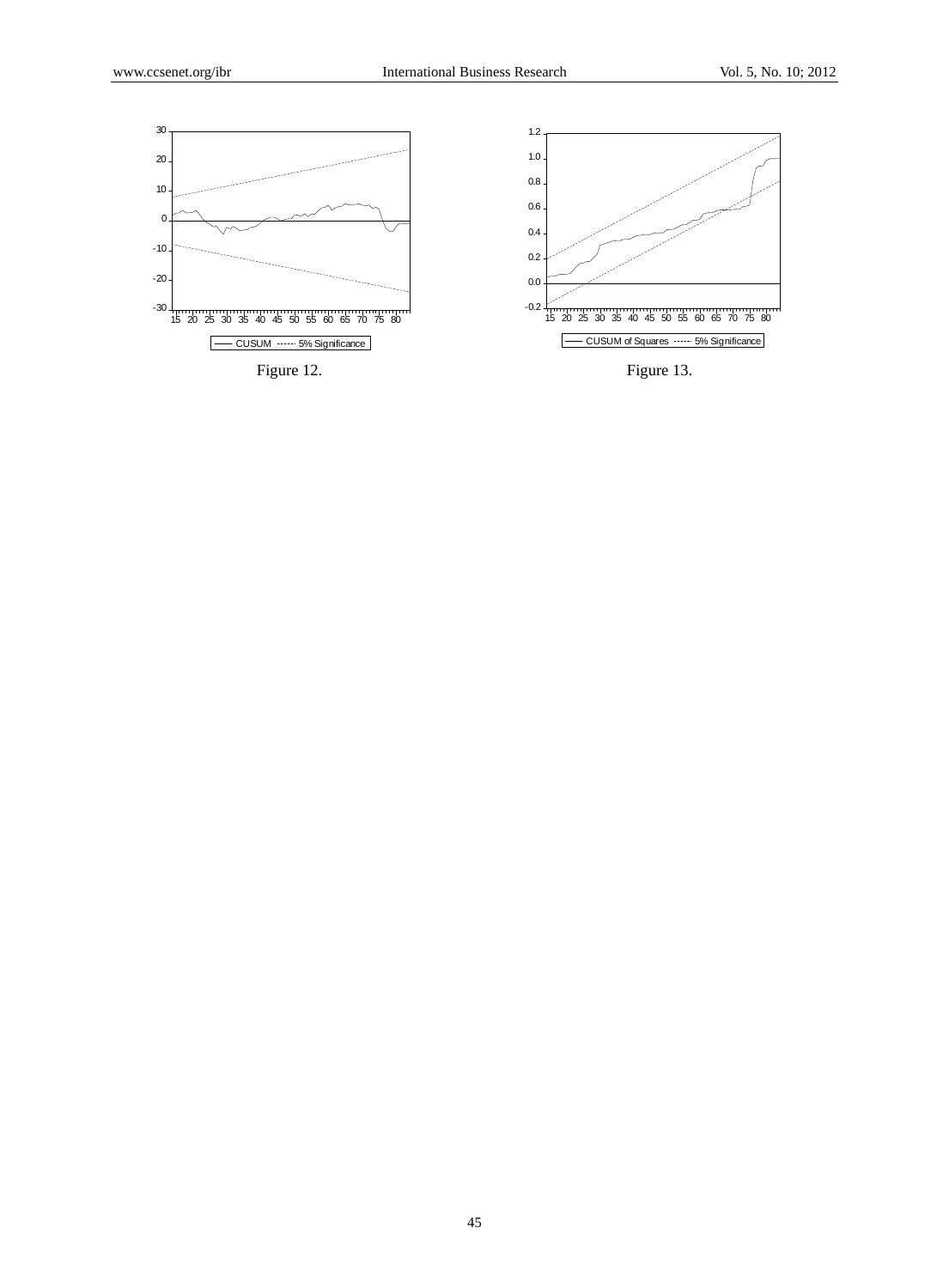30

20

10

0

-10

-20

-30

15 20 25 30 35 40 45 50 55 60 65 70 75 80

CUSUM ------ 5% Significance

Figure 12.

1.2

1.0

0.8

0.6

0.4

0.2

0.0

-0.2

15 20 25 30 35 40 45 50 55 60 65 70 75 80

CUSUM of Squares ------ 5% Significance

Figure 13.